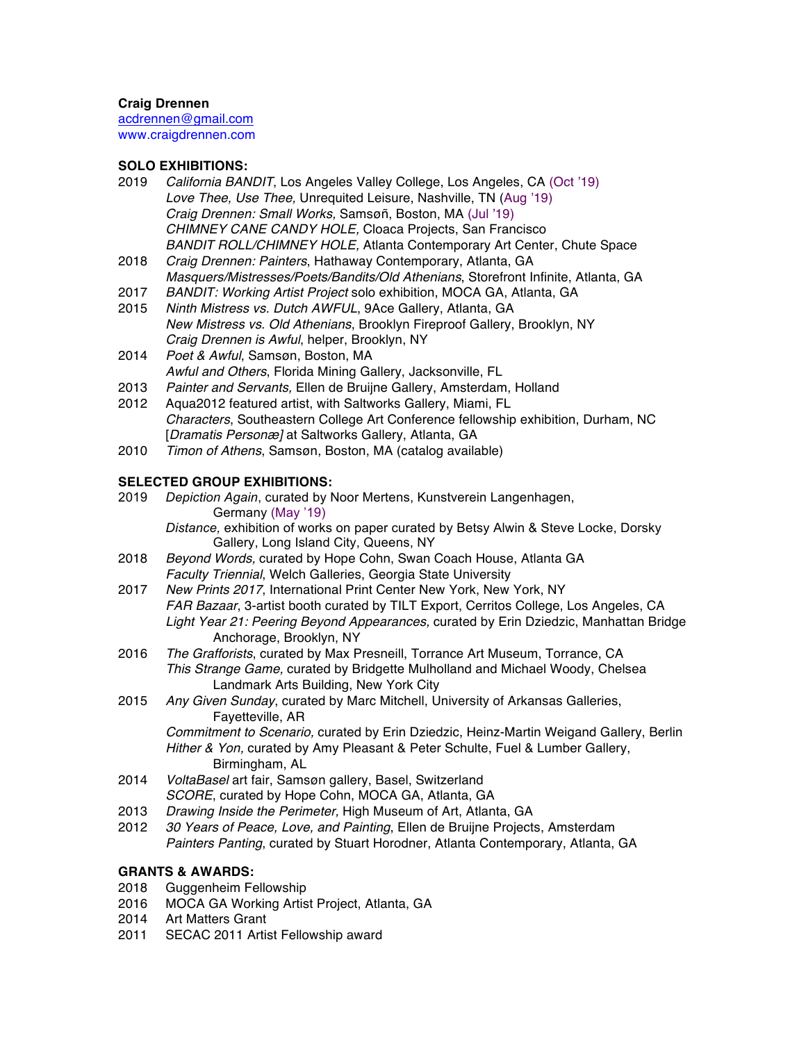**Craig Drennen**
acdrennen@gmail.com
www.craigdrennen.com

**SOLO EXHIBITIONS:**

2019 *California BANDIT*, Los Angeles Valley College, Los Angeles, CA (Oct '19)
*Love Thee, Use Thee,* Unrequited Leisure, Nashville, TN (Aug '19)
*Craig Drennen: Small Works,* Samsøñ, Boston, MA (Jul '19)
*CHIMNEY CANE CANDY HOLE,* Cloaca Projects, San Francisco
*BANDIT ROLL/CHIMNEY HOLE,* Atlanta Contemporary Art Center, Chute Space

2018 *Craig Drennen: Painters*, Hathaway Contemporary, Atlanta, GA
*Masquers/Mistresses/Poets/Bandits/Old Athenians*, Storefront Infinite, Atlanta, GA

2017 *BANDIT: Working Artist Project* solo exhibition, MOCA GA, Atlanta, GA

2015 *Ninth Mistress vs. Dutch AWFUL*, 9Ace Gallery, Atlanta, GA
*New Mistress vs. Old Athenians*, Brooklyn Fireproof Gallery, Brooklyn, NY
*Craig Drennen is Awful*, helper, Brooklyn, NY

2014 *Poet & Awful*, Samsøn, Boston, MA
*Awful and Others*, Florida Mining Gallery, Jacksonville, FL

2013 *Painter and Servants,* Ellen de Bruijne Gallery, Amsterdam, Holland

2012 Aqua2012 featured artist, with Saltworks Gallery, Miami, FL
*Characters*, Southeastern College Art Conference fellowship exhibition, Durham, NC
[*Dramatis Personæ]* at Saltworks Gallery, Atlanta, GA

2010 *Timon of Athens*, Samsøn, Boston, MA (catalog available)

**SELECTED GROUP EXHIBITIONS:**

2019 *Depiction Again*, curated by Noor Mertens, Kunstverein Langenhagen, Germany (May '19)
*Distance,* exhibition of works on paper curated by Betsy Alwin & Steve Locke, Dorsky Gallery, Long Island City, Queens, NY

2018 *Beyond Words,* curated by Hope Cohn, Swan Coach House, Atlanta GA
*Faculty Triennial*, Welch Galleries, Georgia State University

2017 *New Prints 2017*, International Print Center New York, New York, NY
*FAR Bazaar*, 3-artist booth curated by TILT Export, Cerritos College, Los Angeles, CA
*Light Year 21: Peering Beyond Appearances,* curated by Erin Dziedzic, Manhattan Bridge Anchorage, Brooklyn, NY

2016 *The Grafforists*, curated by Max Presneill, Torrance Art Museum, Torrance, CA
*This Strange Game,* curated by Bridgette Mulholland and Michael Woody, Chelsea Landmark Arts Building, New York City

2015 *Any Given Sunday*, curated by Marc Mitchell, University of Arkansas Galleries, Fayetteville, AR
*Commitment to Scenario,* curated by Erin Dziedzic, Heinz-Martin Weigand Gallery, Berlin
*Hither & Yon,* curated by Amy Pleasant & Peter Schulte, Fuel & Lumber Gallery, Birmingham, AL

2014 *VoltaBasel* art fair, Samsøn gallery, Basel, Switzerland
*SCORE*, curated by Hope Cohn, MOCA GA, Atlanta, GA

2013 *Drawing Inside the Perimeter,* High Museum of Art, Atlanta, GA

2012 *30 Years of Peace, Love, and Painting*, Ellen de Bruijne Projects, Amsterdam
*Painters Panting*, curated by Stuart Horodner, Atlanta Contemporary, Atlanta, GA

**GRANTS & AWARDS:**

2018 Guggenheim Fellowship
2016 MOCA GA Working Artist Project, Atlanta, GA
2014 Art Matters Grant
2011 SECAC 2011 Artist Fellowship award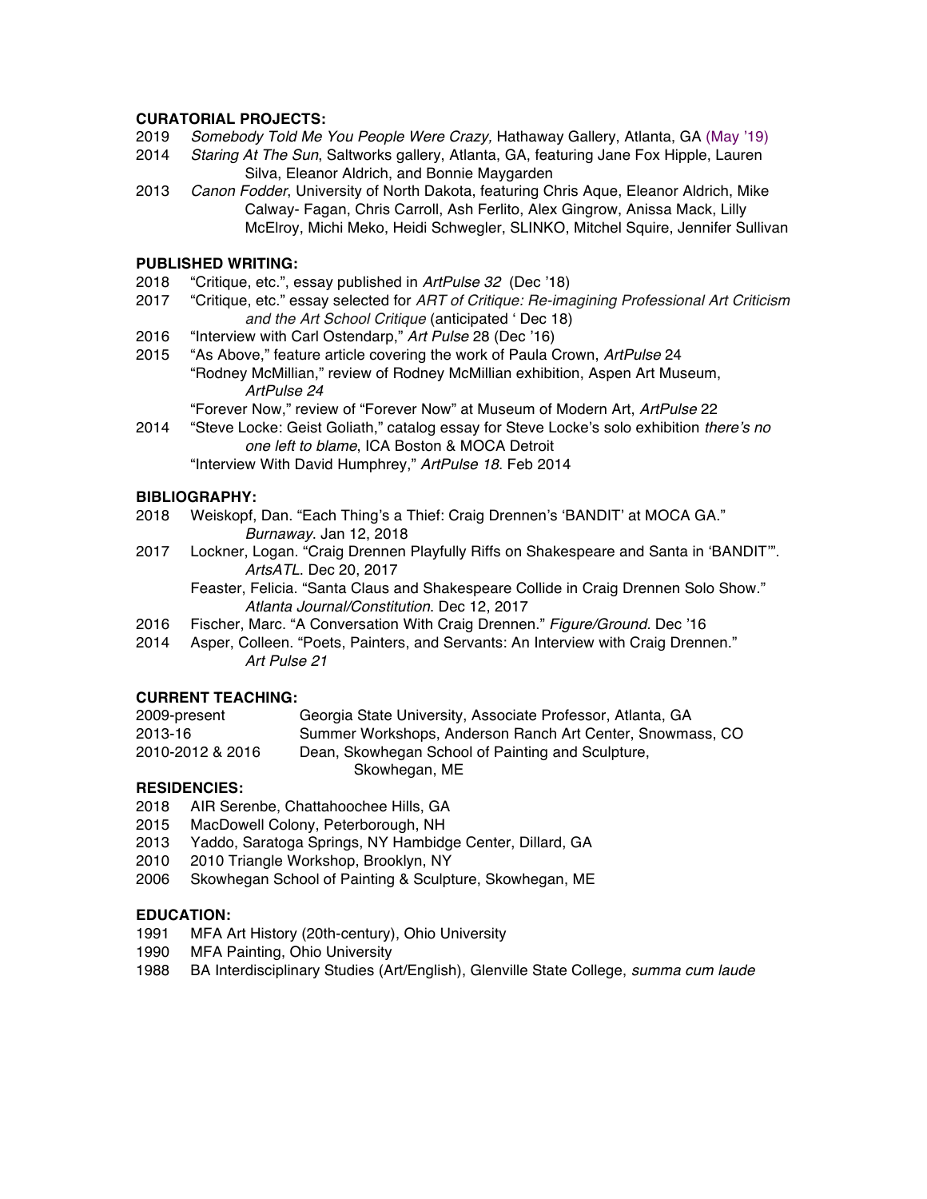**CURATORIAL PROJECTS:**

2019 *Somebody Told Me You People Were Crazy,* Hathaway Gallery, Atlanta, GA (May '19)
2014 *Staring At The Sun*, Saltworks gallery, Atlanta, GA, featuring Jane Fox Hipple, Lauren Silva, Eleanor Aldrich, and Bonnie Maygarden
2013 *Canon Fodder*, University of North Dakota, featuring Chris Aque, Eleanor Aldrich, Mike Calway- Fagan, Chris Carroll, Ash Ferlito, Alex Gingrow, Anissa Mack, Lilly McElroy, Michi Meko, Heidi Schwegler, SLINKO, Mitchel Squire, Jennifer Sullivan

**PUBLISHED WRITING:**

2018 "Critique, etc.", essay published in *ArtPulse 32* (Dec '18)
2017 "Critique, etc." essay selected for *ART of Critique: Re-imagining Professional Art Criticism and the Art School Critique* (anticipated ' Dec 18)
2016 "Interview with Carl Ostendarp," *Art Pulse* 28 (Dec '16)
2015 "As Above," feature article covering the work of Paula Crown, *ArtPulse* 24
"Rodney McMillian," review of Rodney McMillian exhibition, Aspen Art Museum, *ArtPulse 24*
"Forever Now," review of "Forever Now" at Museum of Modern Art, *ArtPulse* 22
2014 "Steve Locke: Geist Goliath," catalog essay for Steve Locke's solo exhibition *there's no one left to blame*, ICA Boston & MOCA Detroit
"Interview With David Humphrey," *ArtPulse 18*. Feb 2014

**BIBLIOGRAPHY:**

2018 Weiskopf, Dan. "Each Thing's a Thief: Craig Drennen's 'BANDIT' at MOCA GA." *Burnaway*. Jan 12, 2018
2017 Lockner, Logan. "Craig Drennen Playfully Riffs on Shakespeare and Santa in 'BANDIT'". *ArtsATL*. Dec 20, 2017
Feaster, Felicia. "Santa Claus and Shakespeare Collide in Craig Drennen Solo Show." *Atlanta Journal/Constitution*. Dec 12, 2017
2016 Fischer, Marc. "A Conversation With Craig Drennen." *Figure/Ground*. Dec '16
2014 Asper, Colleen. "Poets, Painters, and Servants: An Interview with Craig Drennen." *Art Pulse 21*

**CURRENT TEACHING:**

| | |
|---|---|
| 2009-present | Georgia State University, Associate Professor, Atlanta, GA |
| 2013-16 | Summer Workshops, Anderson Ranch Art Center, Snowmass, CO |
| 2010-2012 & 2016 | Dean, Skowhegan School of Painting and Sculpture, Skowhegan, ME |

**RESIDENCIES:**

2018 AIR Serenbe, Chattahoochee Hills, GA
2015 MacDowell Colony, Peterborough, NH
2013 Yaddo, Saratoga Springs, NY Hambidge Center, Dillard, GA
2010 2010 Triangle Workshop, Brooklyn, NY
2006 Skowhegan School of Painting & Sculpture, Skowhegan, ME

**EDUCATION:**

1991 MFA Art History (20th-century), Ohio University
1990 MFA Painting, Ohio University
1988 BA Interdisciplinary Studies (Art/English), Glenville State College, *summa cum laude*